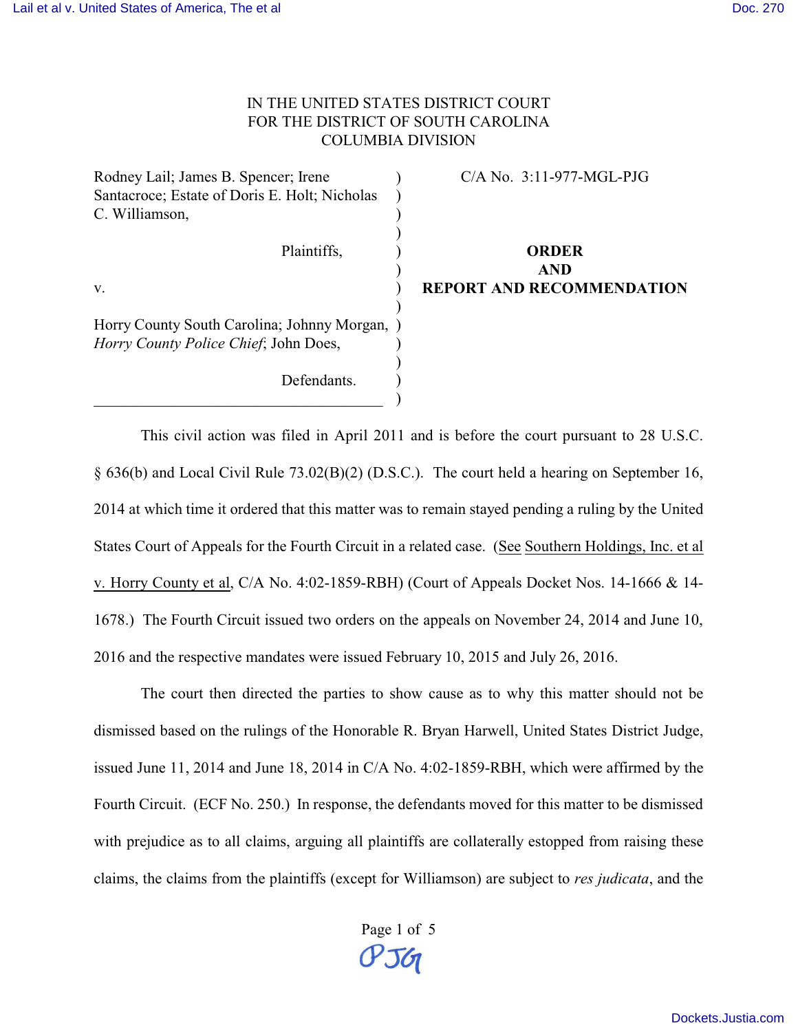IN THE UNITED STATES DISTRICT COURT
FOR THE DISTRICT OF SOUTH CAROLINA
COLUMBIA DIVISION

| | | |
|---|---|---|
| Rodney Lail; James B. Spencer; Irene Santacroce; Estate of Doris E. Holt; Nicholas C. Williamson,<br><br>Plaintiffs,<br><br>v.<br><br>Horry County South Carolina; Johnny Morgan, *Horry County Police Chief*; John Does,<br><br>Defendants. | ) | C/A No. 3:11-977-MGL-PJG<br><br>**ORDER AND REPORT AND RECOMMENDATION** |

This civil action was filed in April 2011 and is before the court pursuant to 28 U.S.C. § 636(b) and Local Civil Rule 73.02(B)(2) (D.S.C.). The court held a hearing on September 16, 2014 at which time it ordered that this matter was to remain stayed pending a ruling by the United States Court of Appeals for the Fourth Circuit in a related case. (See Southern Holdings, Inc. et al v. Horry County et al, C/A No. 4:02-1859-RBH) (Court of Appeals Docket Nos. 14-1666 & 14-1678.) The Fourth Circuit issued two orders on the appeals on November 24, 2014 and June 10, 2016 and the respective mandates were issued February 10, 2015 and July 26, 2016.

The court then directed the parties to show cause as to why this matter should not be dismissed based on the rulings of the Honorable R. Bryan Harwell, United States District Judge, issued June 11, 2014 and June 18, 2014 in C/A No. 4:02-1859-RBH, which were affirmed by the Fourth Circuit. (ECF No. 250.) In response, the defendants moved for this matter to be dismissed with prejudice as to all claims, arguing all plaintiffs are collaterally estopped from raising these claims, the claims from the plaintiffs (except for Williamson) are subject to *res judicata*, and the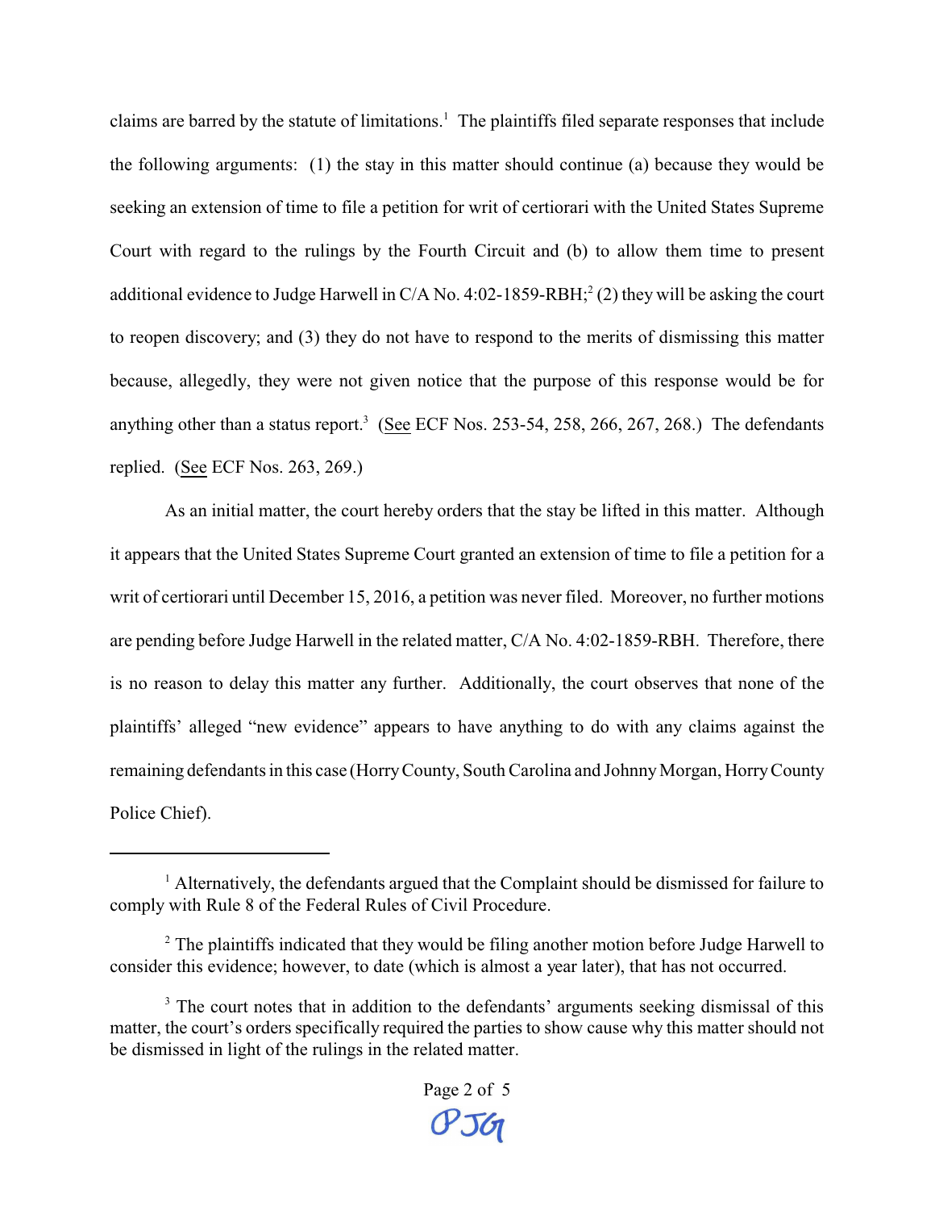claims are barred by the statute of limitations.[1] The plaintiffs filed separate responses that include the following arguments: (1) the stay in this matter should continue (a) because they would be seeking an extension of time to file a petition for writ of certiorari with the United States Supreme Court with regard to the rulings by the Fourth Circuit and (b) to allow them time to present additional evidence to Judge Harwell in C/A No. 4:02-1859-RBH;[2] (2) they will be asking the court to reopen discovery; and (3) they do not have to respond to the merits of dismissing this matter because, allegedly, they were not given notice that the purpose of this response would be for anything other than a status report.[3] (See ECF Nos. 253-54, 258, 266, 267, 268.) The defendants replied. (See ECF Nos. 263, 269.)

As an initial matter, the court hereby orders that the stay be lifted in this matter. Although it appears that the United States Supreme Court granted an extension of time to file a petition for a writ of certiorari until December 15, 2016, a petition was never filed. Moreover, no further motions are pending before Judge Harwell in the related matter, C/A No. 4:02-1859-RBH. Therefore, there is no reason to delay this matter any further. Additionally, the court observes that none of the plaintiffs' alleged "new evidence" appears to have anything to do with any claims against the remaining defendants in this case (Horry County, South Carolina and Johnny Morgan, Horry County Police Chief).

---

[1] Alternatively, the defendants argued that the Complaint should be dismissed for failure to comply with Rule 8 of the Federal Rules of Civil Procedure.

[2] The plaintiffs indicated that they would be filing another motion before Judge Harwell to consider this evidence; however, to date (which is almost a year later), that has not occurred.

[3] The court notes that in addition to the defendants' arguments seeking dismissal of this matter, the court's orders specifically required the parties to show cause why this matter should not be dismissed in light of the rulings in the related matter.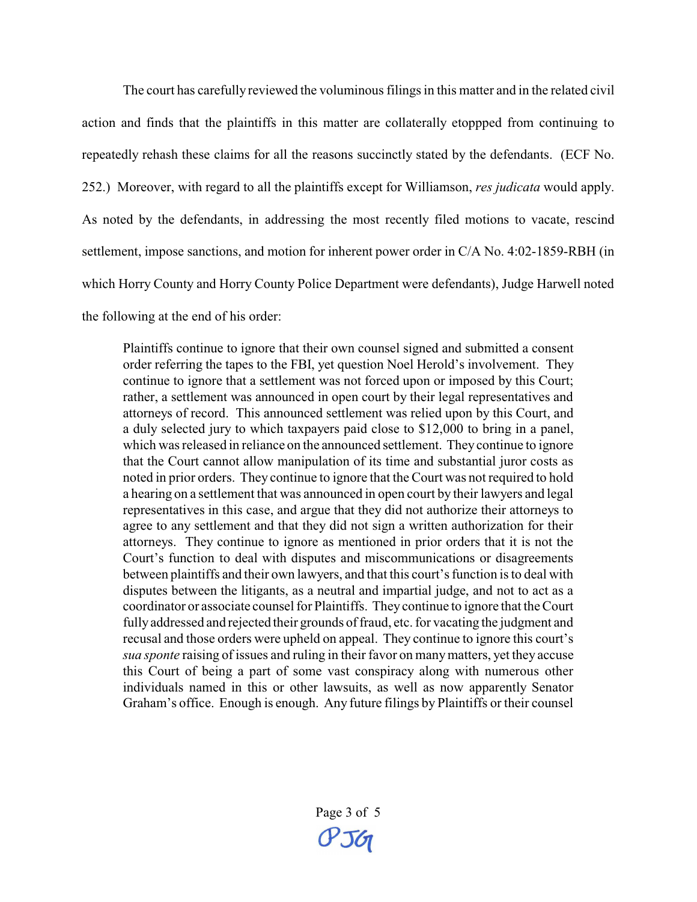The court has carefully reviewed the voluminous filings in this matter and in the related civil action and finds that the plaintiffs in this matter are collaterally etoppped from continuing to repeatedly rehash these claims for all the reasons succinctly stated by the defendants. (ECF No. 252.) Moreover, with regard to all the plaintiffs except for Williamson, *res judicata* would apply. As noted by the defendants, in addressing the most recently filed motions to vacate, rescind settlement, impose sanctions, and motion for inherent power order in C/A No. 4:02-1859-RBH (in which Horry County and Horry County Police Department were defendants), Judge Harwell noted the following at the end of his order:

> Plaintiffs continue to ignore that their own counsel signed and submitted a consent order referring the tapes to the FBI, yet question Noel Herold's involvement. They continue to ignore that a settlement was not forced upon or imposed by this Court; rather, a settlement was announced in open court by their legal representatives and attorneys of record. This announced settlement was relied upon by this Court, and a duly selected jury to which taxpayers paid close to $12,000 to bring in a panel, which was released in reliance on the announced settlement. They continue to ignore that the Court cannot allow manipulation of its time and substantial juror costs as noted in prior orders. They continue to ignore that the Court was not required to hold a hearing on a settlement that was announced in open court by their lawyers and legal representatives in this case, and argue that they did not authorize their attorneys to agree to any settlement and that they did not sign a written authorization for their attorneys. They continue to ignore as mentioned in prior orders that it is not the Court's function to deal with disputes and miscommunications or disagreements between plaintiffs and their own lawyers, and that this court's function is to deal with disputes between the litigants, as a neutral and impartial judge, and not to act as a coordinator or associate counsel for Plaintiffs. They continue to ignore that the Court fully addressed and rejected their grounds of fraud, etc. for vacating the judgment and recusal and those orders were upheld on appeal. They continue to ignore this court's *sua sponte* raising of issues and ruling in their favor on many matters, yet they accuse this Court of being a part of some vast conspiracy along with numerous other individuals named in this or other lawsuits, as well as now apparently Senator Graham's office. Enough is enough. Any future filings by Plaintiffs or their counsel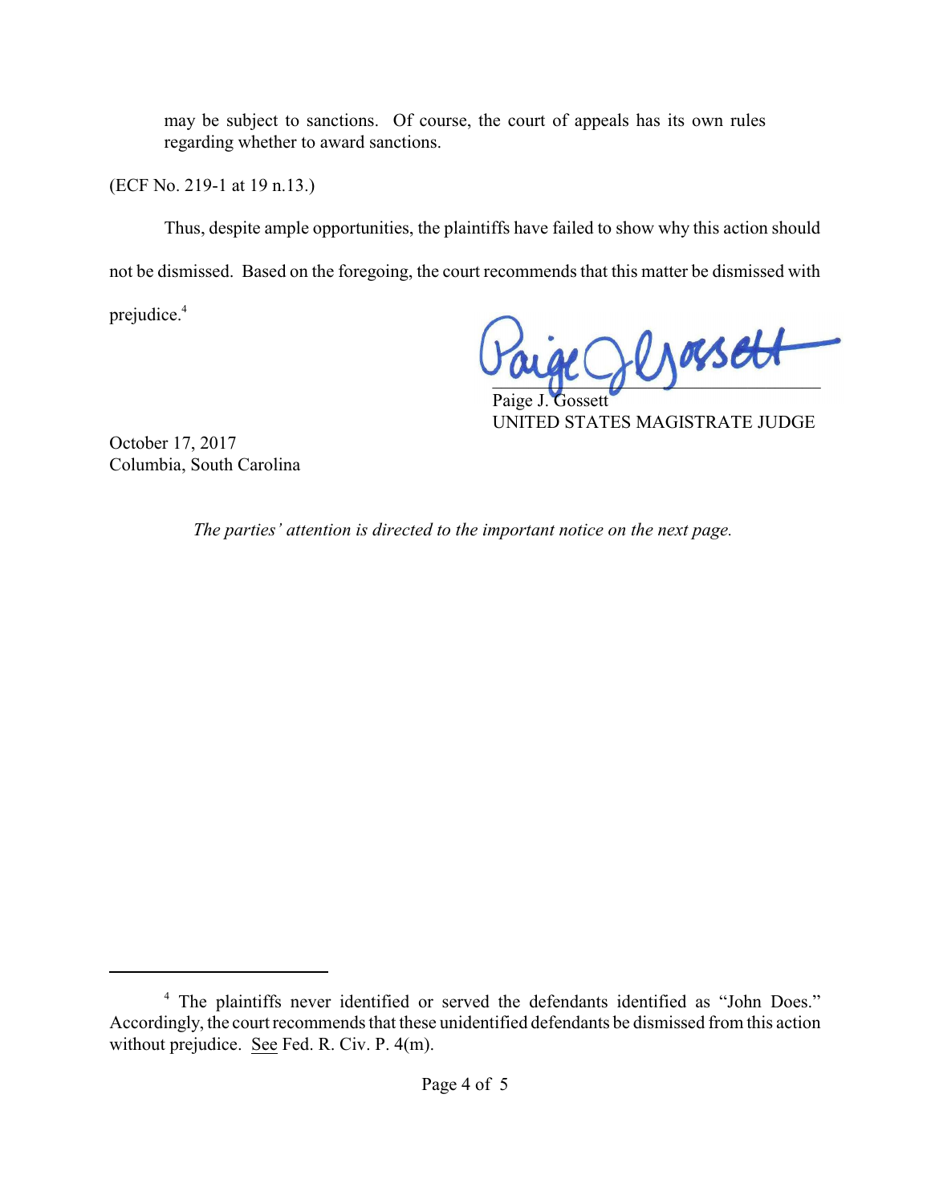> may be subject to sanctions. Of course, the court of appeals has its own rules regarding whether to award sanctions.

(ECF No. 219-1 at 19 n.13.)

Thus, despite ample opportunities, the plaintiffs have failed to show why this action should not be dismissed. Based on the foregoing, the court recommends that this matter be dismissed with prejudice.[4]

Paige J. Gossett
UNITED STATES MAGISTRATE JUDGE

October 17, 2017
Columbia, South Carolina

*The parties' attention is directed to the important notice on the next page.*

---

[4] The plaintiffs never identified or served the defendants identified as "John Does." Accordingly, the court recommends that these unidentified defendants be dismissed from this action without prejudice. See Fed. R. Civ. P. 4(m).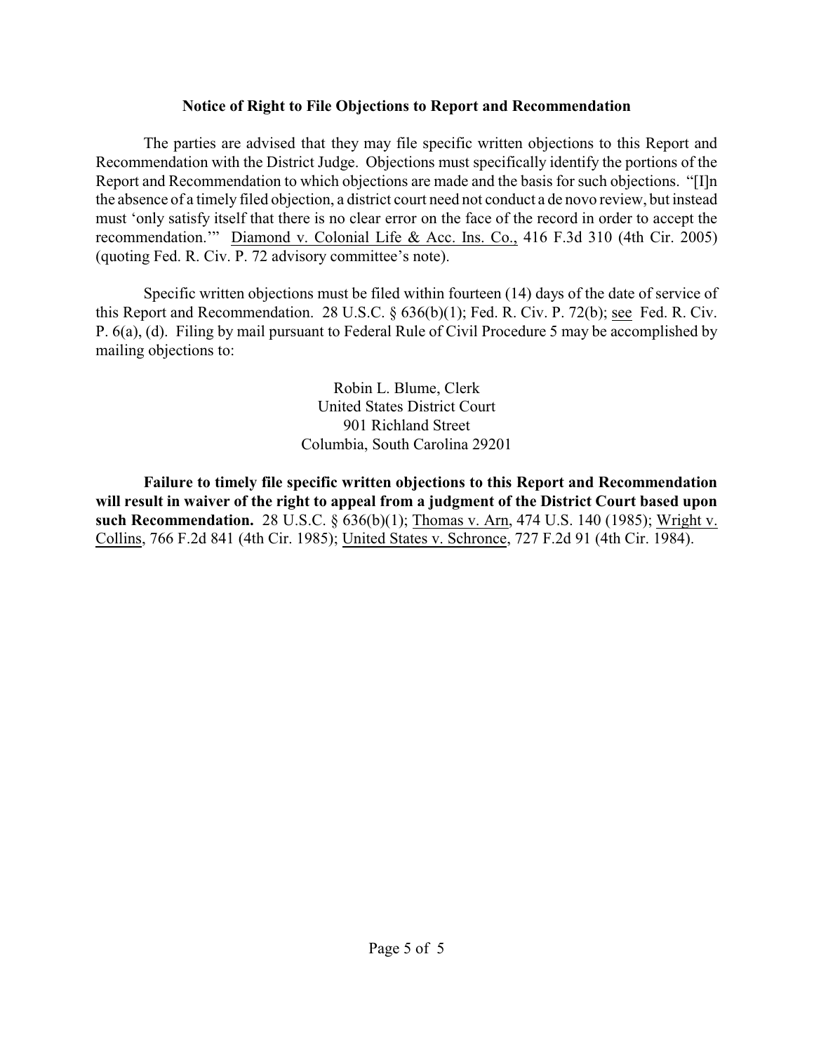**Notice of Right to File Objections to Report and Recommendation**

The parties are advised that they may file specific written objections to this Report and Recommendation with the District Judge. Objections must specifically identify the portions of the Report and Recommendation to which objections are made and the basis for such objections. "[I]n the absence of a timely filed objection, a district court need not conduct a de novo review, but instead must 'only satisfy itself that there is no clear error on the face of the record in order to accept the recommendation.'" Diamond v. Colonial Life & Acc. Ins. Co., 416 F.3d 310 (4th Cir. 2005) (quoting Fed. R. Civ. P. 72 advisory committee's note).

Specific written objections must be filed within fourteen (14) days of the date of service of this Report and Recommendation. 28 U.S.C. § 636(b)(1); Fed. R. Civ. P. 72(b); see Fed. R. Civ. P. 6(a), (d). Filing by mail pursuant to Federal Rule of Civil Procedure 5 may be accomplished by mailing objections to:

Robin L. Blume, Clerk
United States District Court
901 Richland Street
Columbia, South Carolina 29201

**Failure to timely file specific written objections to this Report and Recommendation will result in waiver of the right to appeal from a judgment of the District Court based upon such Recommendation.** 28 U.S.C. § 636(b)(1); Thomas v. Arn, 474 U.S. 140 (1985); Wright v. Collins, 766 F.2d 841 (4th Cir. 1985); United States v. Schronce, 727 F.2d 91 (4th Cir. 1984).